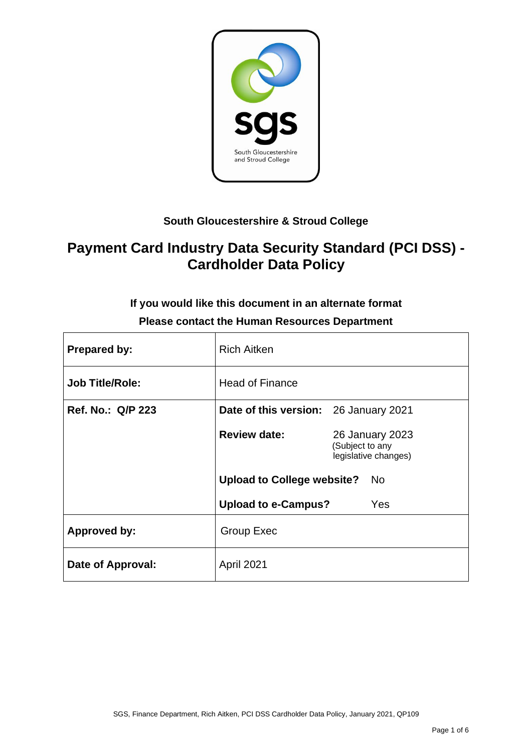South Gloucestershire & Stroud College

# Payment Card Industry Data Security Standard (PCI DSS) - Cardholder Data Policy

**If you would like this document in an alternate format**

**Please contact the Human Resources Department**

| | |
|---|---|
| **Prepared by:** | Rich Aitken |
| **Job Title/Role:** | Head of Finance |
| **Ref. No.: Q/P 223** | **Date of this version:** 26 January 2021<br>**Review date:** 26 January 2023 (Subject to any legislative changes)<br>**Upload to College website?** No<br>**Upload to e-Campus?** Yes |
| **Approved by:** | Group Exec |
| **Date of Approval:** | April 2021 |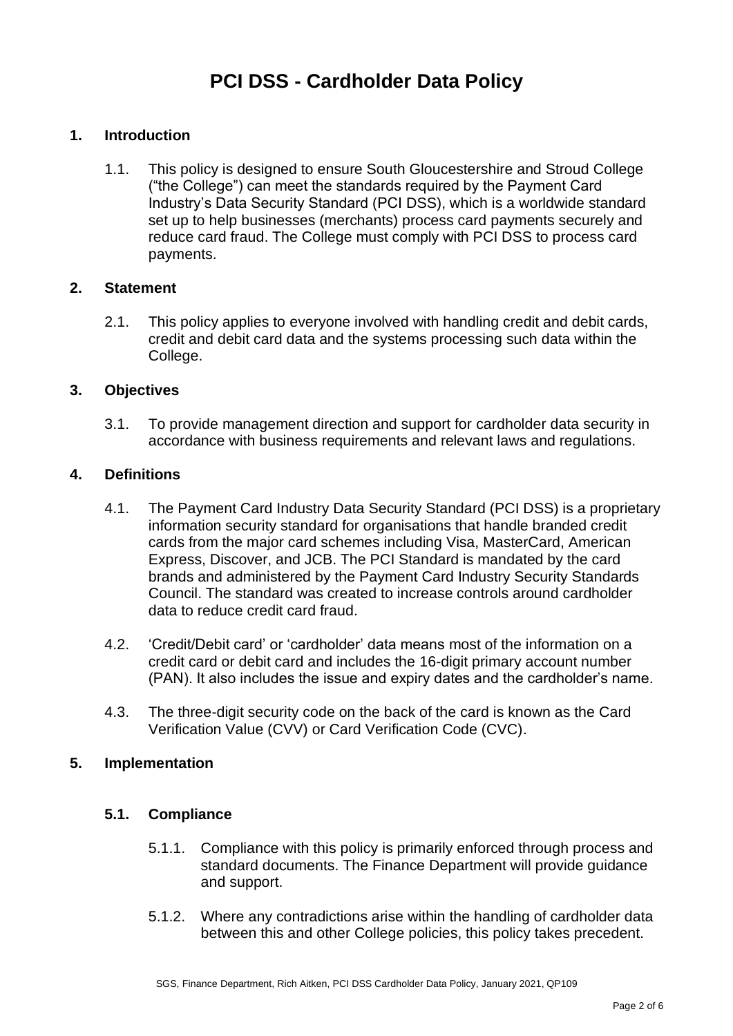# PCI DSS - Cardholder Data Policy

## 1. Introduction

1.1. This policy is designed to ensure South Gloucestershire and Stroud College ("the College") can meet the standards required by the Payment Card Industry's Data Security Standard (PCI DSS), which is a worldwide standard set up to help businesses (merchants) process card payments securely and reduce card fraud. The College must comply with PCI DSS to process card payments.

## 2. Statement

2.1. This policy applies to everyone involved with handling credit and debit cards, credit and debit card data and the systems processing such data within the College.

## 3. Objectives

3.1. To provide management direction and support for cardholder data security in accordance with business requirements and relevant laws and regulations.

## 4. Definitions

4.1. The Payment Card Industry Data Security Standard (PCI DSS) is a proprietary information security standard for organisations that handle branded credit cards from the major card schemes including Visa, MasterCard, American Express, Discover, and JCB. The PCI Standard is mandated by the card brands and administered by the Payment Card Industry Security Standards Council. The standard was created to increase controls around cardholder data to reduce credit card fraud.

4.2. 'Credit/Debit card' or 'cardholder' data means most of the information on a credit card or debit card and includes the 16-digit primary account number (PAN). It also includes the issue and expiry dates and the cardholder's name.

4.3. The three-digit security code on the back of the card is known as the Card Verification Value (CVV) or Card Verification Code (CVC).

## 5. Implementation

### 5.1. Compliance

5.1.1. Compliance with this policy is primarily enforced through process and standard documents. The Finance Department will provide guidance and support.

5.1.2. Where any contradictions arise within the handling of cardholder data between this and other College policies, this policy takes precedent.

SGS, Finance Department, Rich Aitken, PCI DSS Cardholder Data Policy, January 2021, QP109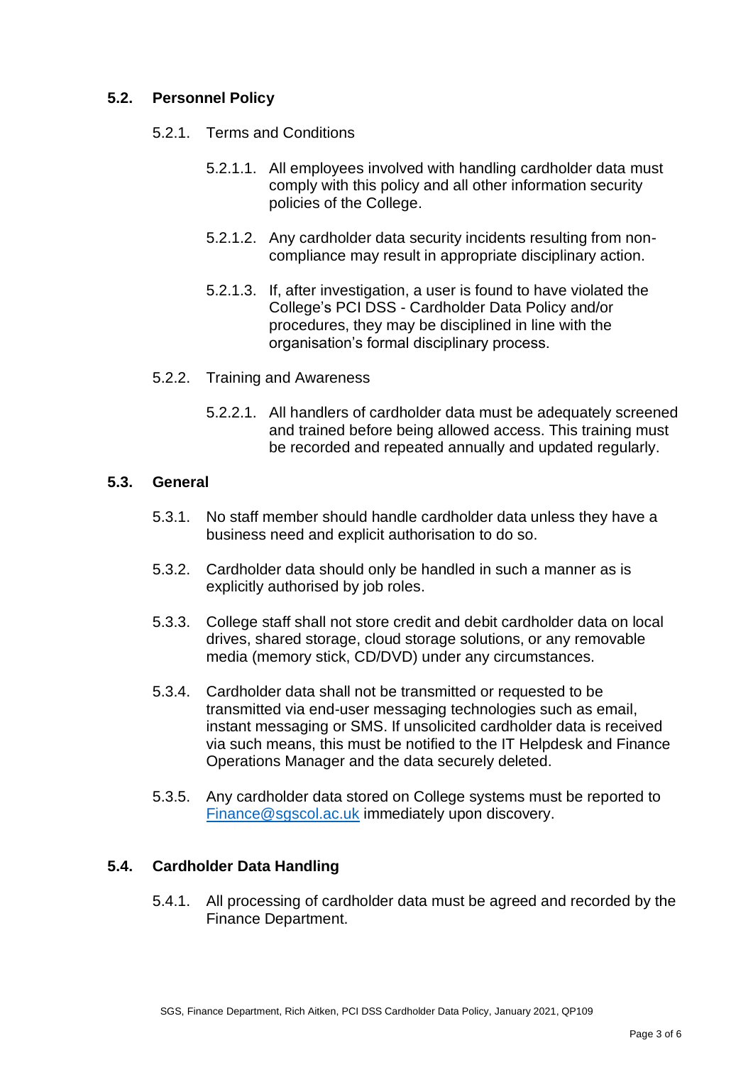### 5.2. Personnel Policy

5.2.1. Terms and Conditions

5.2.1.1. All employees involved with handling cardholder data must comply with this policy and all other information security policies of the College.

5.2.1.2. Any cardholder data security incidents resulting from non-compliance may result in appropriate disciplinary action.

5.2.1.3. If, after investigation, a user is found to have violated the College's PCI DSS - Cardholder Data Policy and/or procedures, they may be disciplined in line with the organisation's formal disciplinary process.

5.2.2. Training and Awareness

5.2.2.1. All handlers of cardholder data must be adequately screened and trained before being allowed access. This training must be recorded and repeated annually and updated regularly.

### 5.3. General

5.3.1. No staff member should handle cardholder data unless they have a business need and explicit authorisation to do so.

5.3.2. Cardholder data should only be handled in such a manner as is explicitly authorised by job roles.

5.3.3. College staff shall not store credit and debit cardholder data on local drives, shared storage, cloud storage solutions, or any removable media (memory stick, CD/DVD) under any circumstances.

5.3.4. Cardholder data shall not be transmitted or requested to be transmitted via end-user messaging technologies such as email, instant messaging or SMS. If unsolicited cardholder data is received via such means, this must be notified to the IT Helpdesk and Finance Operations Manager and the data securely deleted.

5.3.5. Any cardholder data stored on College systems must be reported to [Finance@sgscol.ac.uk](mailto:Finance@sgscol.ac.uk) immediately upon discovery.

### 5.4. Cardholder Data Handling

5.4.1. All processing of cardholder data must be agreed and recorded by the Finance Department.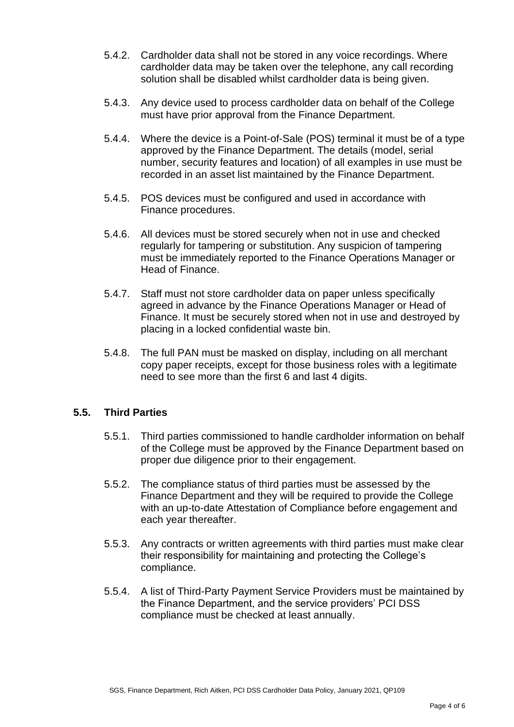5.4.2. Cardholder data shall not be stored in any voice recordings. Where cardholder data may be taken over the telephone, any call recording solution shall be disabled whilst cardholder data is being given.

5.4.3. Any device used to process cardholder data on behalf of the College must have prior approval from the Finance Department.

5.4.4. Where the device is a Point-of-Sale (POS) terminal it must be of a type approved by the Finance Department. The details (model, serial number, security features and location) of all examples in use must be recorded in an asset list maintained by the Finance Department.

5.4.5. POS devices must be configured and used in accordance with Finance procedures.

5.4.6. All devices must be stored securely when not in use and checked regularly for tampering or substitution. Any suspicion of tampering must be immediately reported to the Finance Operations Manager or Head of Finance.

5.4.7. Staff must not store cardholder data on paper unless specifically agreed in advance by the Finance Operations Manager or Head of Finance. It must be securely stored when not in use and destroyed by placing in a locked confidential waste bin.

5.4.8. The full PAN must be masked on display, including on all merchant copy paper receipts, except for those business roles with a legitimate need to see more than the first 6 and last 4 digits.

### 5.5. Third Parties

5.5.1. Third parties commissioned to handle cardholder information on behalf of the College must be approved by the Finance Department based on proper due diligence prior to their engagement.

5.5.2. The compliance status of third parties must be assessed by the Finance Department and they will be required to provide the College with an up-to-date Attestation of Compliance before engagement and each year thereafter.

5.5.3. Any contracts or written agreements with third parties must make clear their responsibility for maintaining and protecting the College's compliance.

5.5.4. A list of Third-Party Payment Service Providers must be maintained by the Finance Department, and the service providers' PCI DSS compliance must be checked at least annually.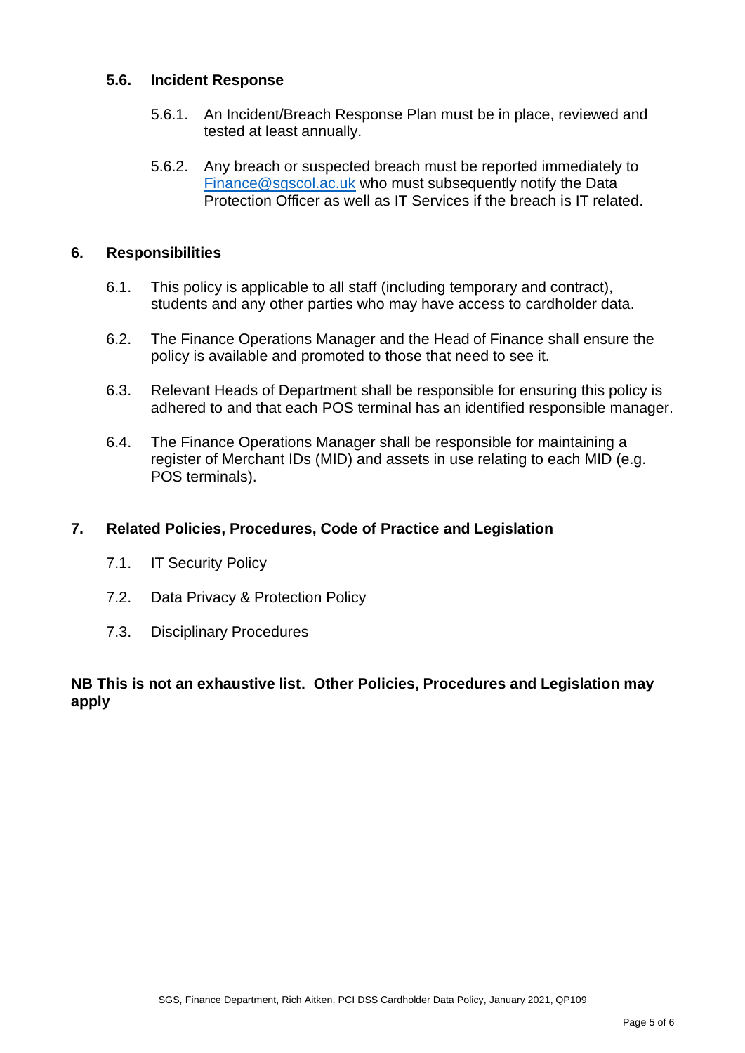### 5.6. Incident Response

5.6.1. An Incident/Breach Response Plan must be in place, reviewed and tested at least annually.

5.6.2. Any breach or suspected breach must be reported immediately to [Finance@sgscol.ac.uk](mailto:Finance@sgscol.ac.uk) who must subsequently notify the Data Protection Officer as well as IT Services if the breach is IT related.

## 6. Responsibilities

6.1. This policy is applicable to all staff (including temporary and contract), students and any other parties who may have access to cardholder data.

6.2. The Finance Operations Manager and the Head of Finance shall ensure the policy is available and promoted to those that need to see it.

6.3. Relevant Heads of Department shall be responsible for ensuring this policy is adhered to and that each POS terminal has an identified responsible manager.

6.4. The Finance Operations Manager shall be responsible for maintaining a register of Merchant IDs (MID) and assets in use relating to each MID (e.g. POS terminals).

## 7. Related Policies, Procedures, Code of Practice and Legislation

7.1. IT Security Policy

7.2. Data Privacy & Protection Policy

7.3. Disciplinary Procedures

**NB This is not an exhaustive list. Other Policies, Procedures and Legislation may apply**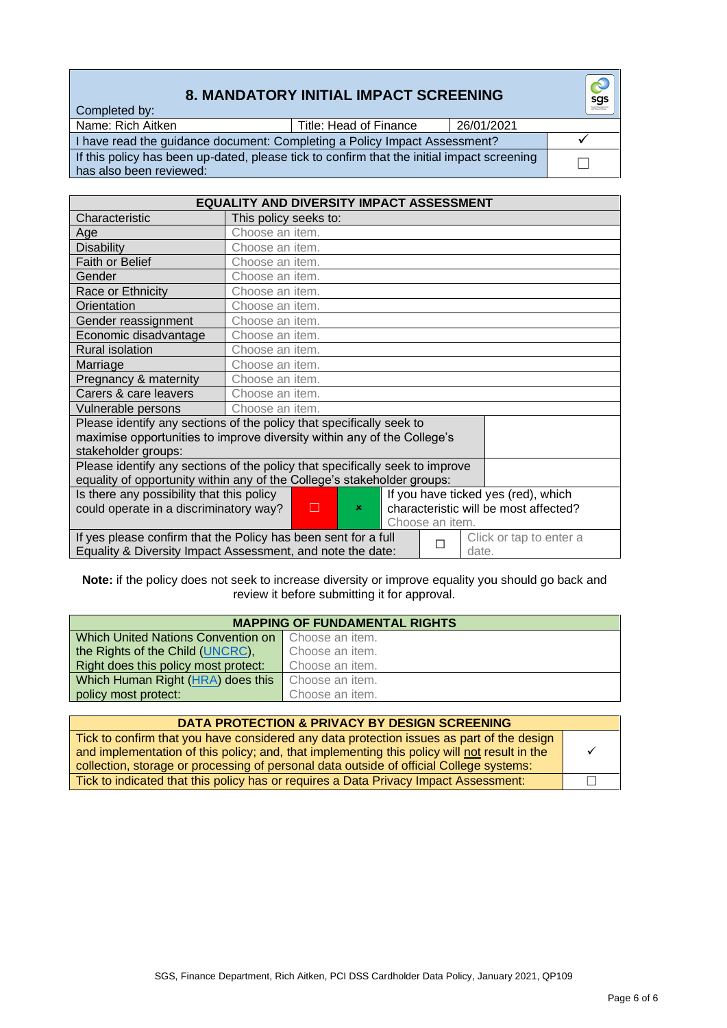## 8. MANDATORY INITIAL IMPACT SCREENING

Completed by:

| | | | |
|---|---|---|---|
| Name: Rich Aitken | Title: Head of Finance | 26/01/2021 | |
| I have read the guidance document: Completing a Policy Impact Assessment? | | | ✓ |
| If this policy has been up-dated, please tick to confirm that the initial impact screening has also been reviewed: | | | ☐ |

| EQUALITY AND DIVERSITY IMPACT ASSESSMENT | | | | |
|---|---|---|---|---|
| Characteristic | This policy seeks to: | | | |
| Age | Choose an item. | | | |
| Disability | Choose an item. | | | |
| Faith or Belief | Choose an item. | | | |
| Gender | Choose an item. | | | |
| Race or Ethnicity | Choose an item. | | | |
| Orientation | Choose an item. | | | |
| Gender reassignment | Choose an item. | | | |
| Economic disadvantage | Choose an item. | | | |
| Rural isolation | Choose an item. | | | |
| Marriage | Choose an item. | | | |
| Pregnancy & maternity | Choose an item. | | | |
| Carers & care leavers | Choose an item. | | | |
| Vulnerable persons | Choose an item. | | | |
| Please identify any sections of the policy that specifically seek to maximise opportunities to improve diversity within any of the College's stakeholder groups: | | | | |
| Please identify any sections of the policy that specifically seek to improve equality of opportunity within any of the College's stakeholder groups: | | | | |
| Is there any possibility that this policy could operate in a discriminatory way? | ☐ | ☒ | If you have ticked yes (red), which characteristic will be most affected? Choose an item. | |
| If yes please confirm that the Policy has been sent for a full Equality & Diversity Impact Assessment, and note the date: | | ☐ | Click or tap to enter a date. | |

**Note:** if the policy does not seek to increase diversity or improve equality you should go back and review it before submitting it for approval.

| MAPPING OF FUNDAMENTAL RIGHTS | |
|---|---|
| Which United Nations Convention on the Rights of the Child (UNCRC), Right does this policy most protect: | Choose an item.<br>Choose an item.<br>Choose an item. |
| Which Human Right (HRA) does this policy most protect: | Choose an item.<br>Choose an item. |

| DATA PROTECTION & PRIVACY BY DESIGN SCREENING | |
|---|---|
| Tick to confirm that you have considered any data protection issues as part of the design and implementation of this policy; and, that implementing this policy will not result in the collection, storage or processing of personal data outside of official College systems: | ✓ |
| Tick to indicated that this policy has or requires a Data Privacy Impact Assessment: | ☐ |

SGS, Finance Department, Rich Aitken, PCI DSS Cardholder Data Policy, January 2021, QP109